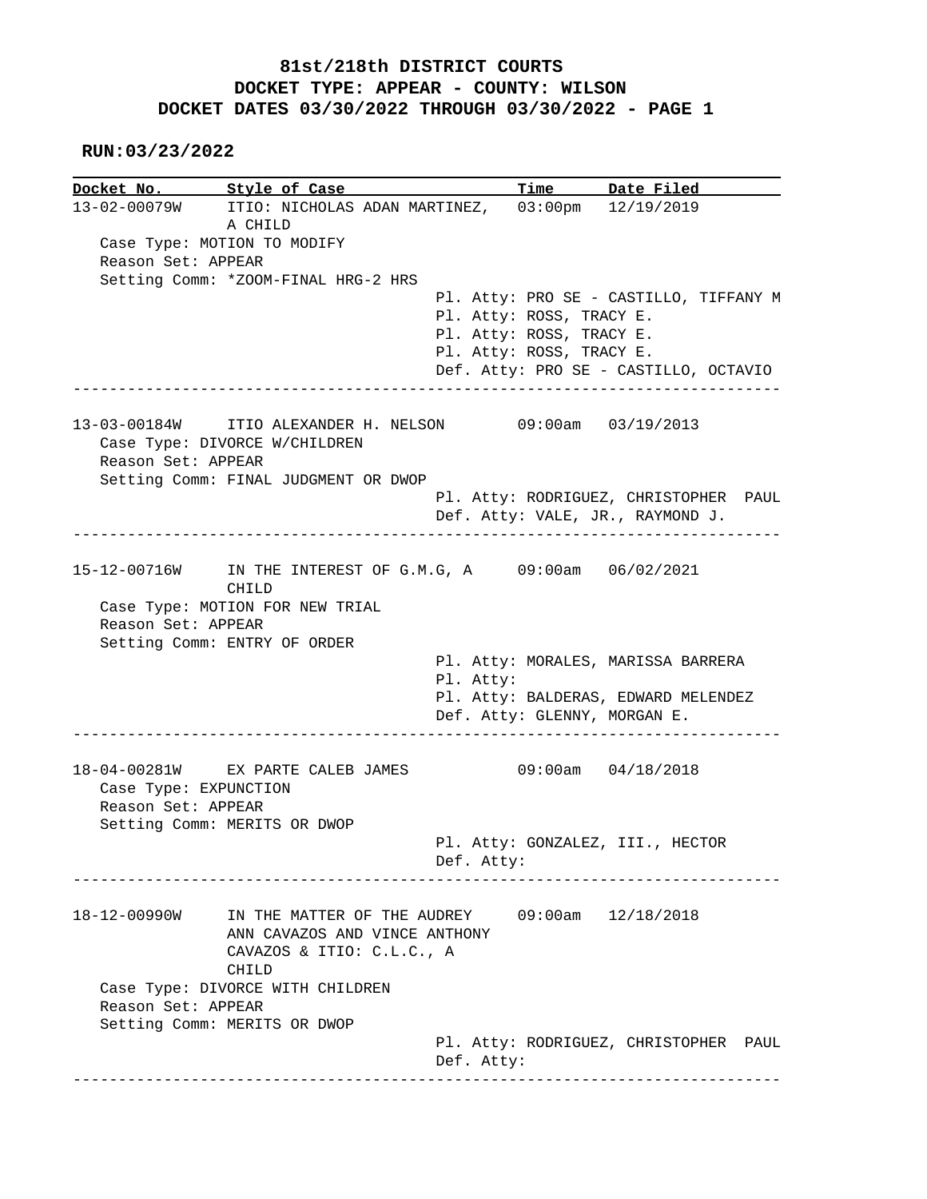# 81st/218th DISTRICT COURTS
## DOCKET TYPE: APPEAR - COUNTY: WILSON
## DOCKET DATES 03/30/2022 THROUGH 03/30/2022 - PAGE 1

**RUN:03/23/2022**

| Docket No. | Style of Case | Time | Date Filed |
|---|---|---|---|

**13-02-00079W** — ITIO: NICHOLAS ADAN MARTINEZ, A CHILD — 03:00pm — 12/19/2019

Case Type: MOTION TO MODIFY
Reason Set: APPEAR
Setting Comm: *ZOOM-FINAL HRG-2 HRS

Pl. Atty: PRO SE - CASTILLO, TIFFANY M
Pl. Atty: ROSS, TRACY E.
Pl. Atty: ROSS, TRACY E.
Pl. Atty: ROSS, TRACY E.
Def. Atty: PRO SE - CASTILLO, OCTAVIO

---

**13-03-00184W** — ITIO ALEXANDER H. NELSON — 09:00am — 03/19/2013

Case Type: DIVORCE W/CHILDREN
Reason Set: APPEAR
Setting Comm: FINAL JUDGMENT OR DWOP

Pl. Atty: RODRIGUEZ, CHRISTOPHER PAUL
Def. Atty: VALE, JR., RAYMOND J.

---

**15-12-00716W** — IN THE INTEREST OF G.M.G, A CHILD — 09:00am — 06/02/2021

Case Type: MOTION FOR NEW TRIAL
Reason Set: APPEAR
Setting Comm: ENTRY OF ORDER

Pl. Atty: MORALES, MARISSA BARRERA
Pl. Atty:
Pl. Atty: BALDERAS, EDWARD MELENDEZ
Def. Atty: GLENNY, MORGAN E.

---

**18-04-00281W** — EX PARTE CALEB JAMES — 09:00am — 04/18/2018

Case Type: EXPUNCTION
Reason Set: APPEAR
Setting Comm: MERITS OR DWOP

Pl. Atty: GONZALEZ, III., HECTOR
Def. Atty:

---

**18-12-00990W** — IN THE MATTER OF THE AUDREY ANN CAVAZOS AND VINCE ANTHONY CAVAZOS & ITIO: C.L.C., A CHILD — 09:00am — 12/18/2018

Case Type: DIVORCE WITH CHILDREN
Reason Set: APPEAR
Setting Comm: MERITS OR DWOP

Pl. Atty: RODRIGUEZ, CHRISTOPHER PAUL
Def. Atty:

---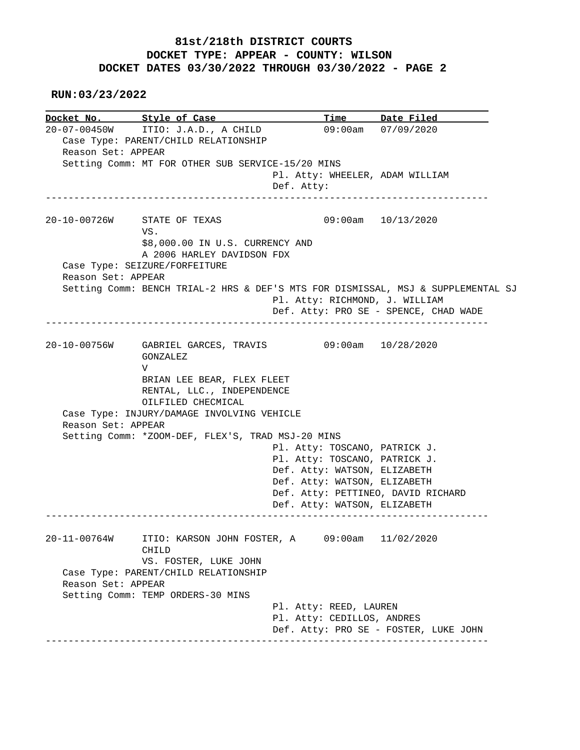**81st/218th DISTRICT COURTS**
**DOCKET TYPE: APPEAR - COUNTY: WILSON**
**DOCKET DATES 03/30/2022 THROUGH 03/30/2022 - PAGE 2**

**RUN:03/23/2022**

| Docket No. | Style of Case | Time | Date Filed |
|---|---|---|---|

**20-07-00450W** ITIO: J.A.D., A CHILD — 09:00am — 07/09/2020

Case Type: PARENT/CHILD RELATIONSHIP
Reason Set: APPEAR
Setting Comm: MT FOR OTHER SUB SERVICE-15/20 MINS
Pl. Atty: WHEELER, ADAM WILLIAM
Def. Atty:

---

**20-10-00726W** STATE OF TEXAS VS. $8,000.00 IN U.S. CURRENCY AND A 2006 HARLEY DAVIDSON FDX — 09:00am — 10/13/2020

Case Type: SEIZURE/FORFEITURE
Reason Set: APPEAR
Setting Comm: BENCH TRIAL-2 HRS & DEF'S MTS FOR DISMISSAL, MSJ & SUPPLEMENTAL SJ
Pl. Atty: RICHMOND, J. WILLIAM
Def. Atty: PRO SE - SPENCE, CHAD WADE

---

**20-10-00756W** GABRIEL GARCES, TRAVIS GONZALEZ V BRIAN LEE BEAR, FLEX FLEET RENTAL, LLC., INDEPENDENCE OILFILED CHECMICAL — 09:00am — 10/28/2020

Case Type: INJURY/DAMAGE INVOLVING VEHICLE
Reason Set: APPEAR
Setting Comm: *ZOOM-DEF, FLEX'S, TRAD MSJ-20 MINS
Pl. Atty: TOSCANO, PATRICK J.
Pl. Atty: TOSCANO, PATRICK J.
Def. Atty: WATSON, ELIZABETH
Def. Atty: WATSON, ELIZABETH
Def. Atty: PETTINEO, DAVID RICHARD
Def. Atty: WATSON, ELIZABETH

---

**20-11-00764W** ITIO: KARSON JOHN FOSTER, A CHILD VS. FOSTER, LUKE JOHN — 09:00am — 11/02/2020

Case Type: PARENT/CHILD RELATIONSHIP
Reason Set: APPEAR
Setting Comm: TEMP ORDERS-30 MINS
Pl. Atty: REED, LAUREN
Pl. Atty: CEDILLOS, ANDRES
Def. Atty: PRO SE - FOSTER, LUKE JOHN

---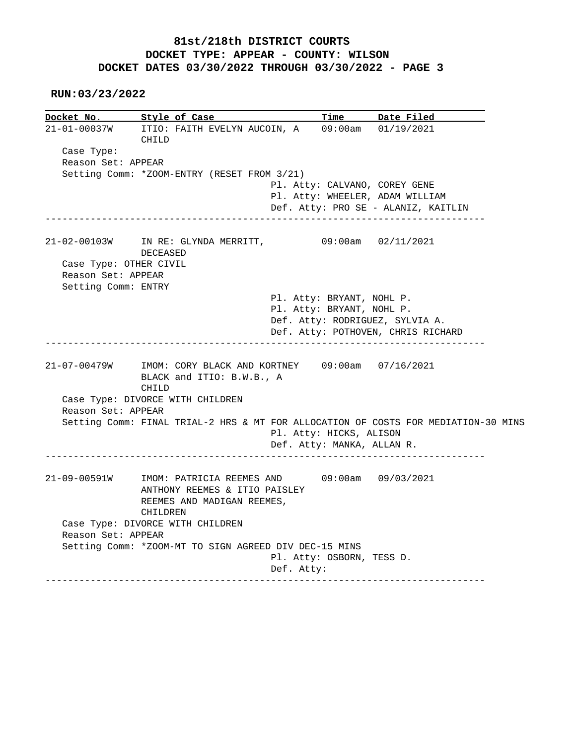**81st/218th DISTRICT COURTS**
**DOCKET TYPE: APPEAR - COUNTY: WILSON**
**DOCKET DATES 03/30/2022 THROUGH 03/30/2022 - PAGE 3**

**RUN:03/23/2022**

| Docket No. | Style of Case | Time | Date Filed |
|---|---|---|---|

**21-01-00037W** — ITIO: FAITH EVELYN AUCOIN, A CHILD — 09:00am — 01/19/2021

Case Type:
Reason Set: APPEAR
Setting Comm: *ZOOM-ENTRY (RESET FROM 3/21)
Pl. Atty: CALVANO, COREY GENE
Pl. Atty: WHEELER, ADAM WILLIAM
Def. Atty: PRO SE - ALANIZ, KAITLIN

---

**21-02-00103W** — IN RE: GLYNDA MERRITT, DECEASED — 09:00am — 02/11/2021

Case Type: OTHER CIVIL
Reason Set: APPEAR
Setting Comm: ENTRY
Pl. Atty: BRYANT, NOHL P.
Pl. Atty: BRYANT, NOHL P.
Def. Atty: RODRIGUEZ, SYLVIA A.
Def. Atty: POTHOVEN, CHRIS RICHARD

---

**21-07-00479W** — IMOM: CORY BLACK AND KORTNEY BLACK and ITIO: B.W.B., A CHILD — 09:00am — 07/16/2021

Case Type: DIVORCE WITH CHILDREN
Reason Set: APPEAR
Setting Comm: FINAL TRIAL-2 HRS & MT FOR ALLOCATION OF COSTS FOR MEDIATION-30 MINS
Pl. Atty: HICKS, ALISON
Def. Atty: MANKA, ALLAN R.

---

**21-09-00591W** — IMOM: PATRICIA REEMES AND ANTHONY REEMES & ITIO PAISLEY REEMES AND MADIGAN REEMES, CHILDREN — 09:00am — 09/03/2021

Case Type: DIVORCE WITH CHILDREN
Reason Set: APPEAR
Setting Comm: *ZOOM-MT TO SIGN AGREED DIV DEC-15 MINS
Pl. Atty: OSBORN, TESS D.
Def. Atty:

---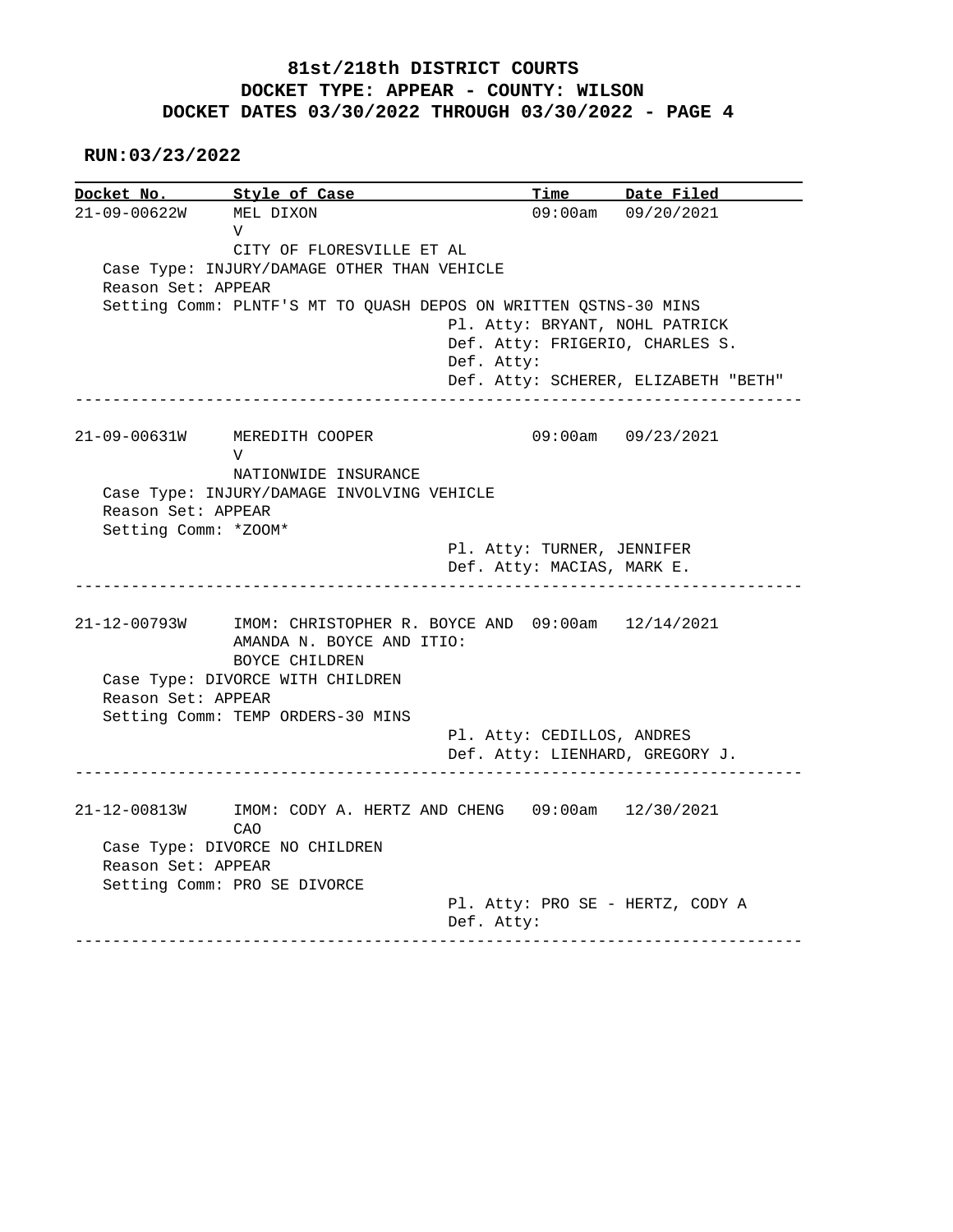# 81st/218th DISTRICT COURTS
## DOCKET TYPE: APPEAR - COUNTY: WILSON
## DOCKET DATES 03/30/2022 THROUGH 03/30/2022 - PAGE 4

**RUN:03/23/2022**

| Docket No. | Style of Case | Time | Date Filed |
|---|---|---|---|
| 21-09-00622W | MEL DIXON V CITY OF FLORESVILLE ET AL | 09:00am | 09/20/2021 |

Case Type: INJURY/DAMAGE OTHER THAN VEHICLE
Reason Set: APPEAR
Setting Comm: PLNTF'S MT TO QUASH DEPOS ON WRITTEN QSTNS-30 MINS
Pl. Atty: BRYANT, NOHL PATRICK
Def. Atty: FRIGERIO, CHARLES S.
Def. Atty:
Def. Atty: SCHERER, ELIZABETH "BETH"

---

| Docket No. | Style of Case | Time | Date Filed |
|---|---|---|---|
| 21-09-00631W | MEREDITH COOPER V NATIONWIDE INSURANCE | 09:00am | 09/23/2021 |

Case Type: INJURY/DAMAGE INVOLVING VEHICLE
Reason Set: APPEAR
Setting Comm: *ZOOM*
Pl. Atty: TURNER, JENNIFER
Def. Atty: MACIAS, MARK E.

---

| Docket No. | Style of Case | Time | Date Filed |
|---|---|---|---|
| 21-12-00793W | IMOM: CHRISTOPHER R. BOYCE AND AMANDA N. BOYCE AND ITIO: BOYCE CHILDREN | 09:00am | 12/14/2021 |

Case Type: DIVORCE WITH CHILDREN
Reason Set: APPEAR
Setting Comm: TEMP ORDERS-30 MINS
Pl. Atty: CEDILLOS, ANDRES
Def. Atty: LIENHARD, GREGORY J.

---

| Docket No. | Style of Case | Time | Date Filed |
|---|---|---|---|
| 21-12-00813W | IMOM: CODY A. HERTZ AND CHENG CAO | 09:00am | 12/30/2021 |

Case Type: DIVORCE NO CHILDREN
Reason Set: APPEAR
Setting Comm: PRO SE DIVORCE
Pl. Atty: PRO SE - HERTZ, CODY A
Def. Atty:

---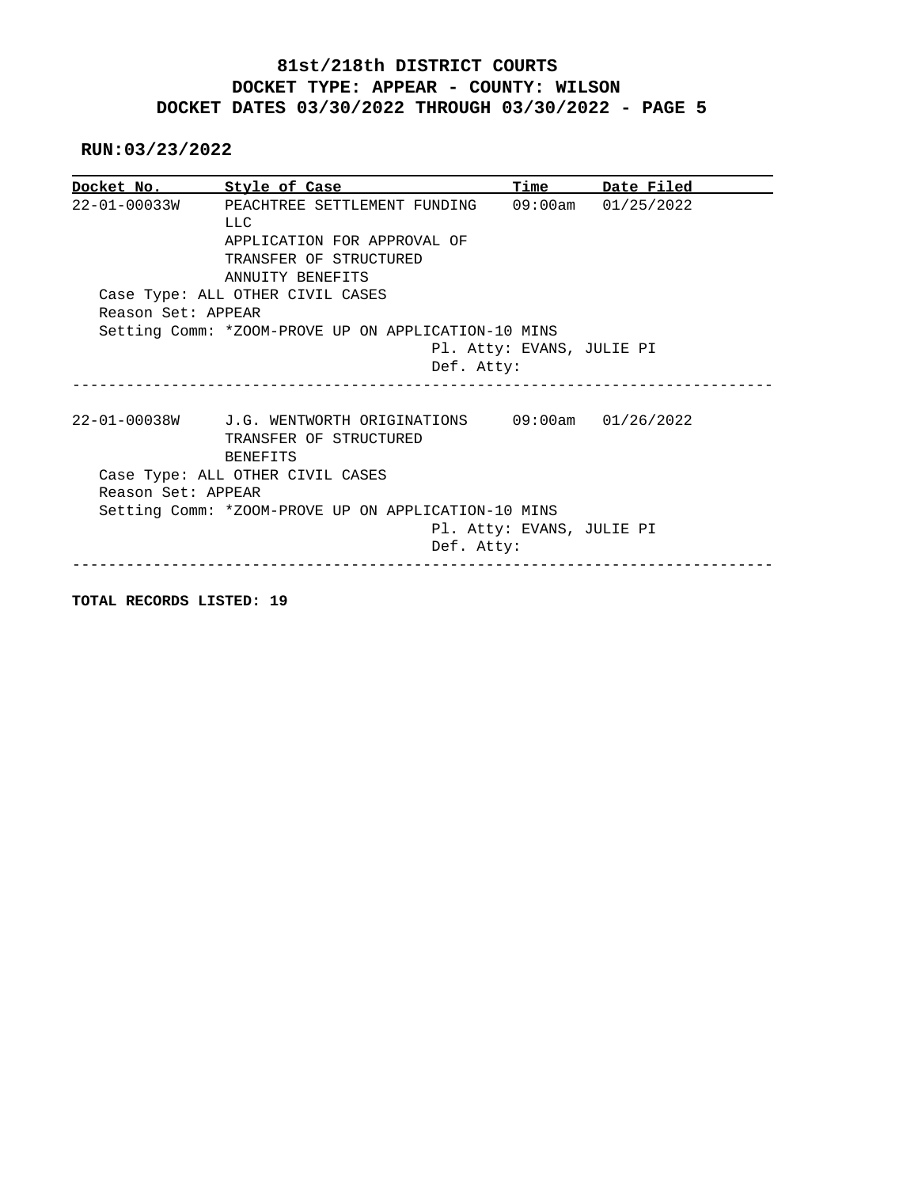**81st/218th DISTRICT COURTS**
**DOCKET TYPE: APPEAR - COUNTY: WILSON**
**DOCKET DATES 03/30/2022 THROUGH 03/30/2022 - PAGE 5**

**RUN:03/23/2022**

| Docket No. | Style of Case | Time | Date Filed |
|---|---|---|---|
| 22-01-00033W | PEACHTREE SETTLEMENT FUNDING LLC APPLICATION FOR APPROVAL OF TRANSFER OF STRUCTURED ANNUITY BENEFITS | 09:00am | 01/25/2022 |

Case Type: ALL OTHER CIVIL CASES
Reason Set: APPEAR
Setting Comm: *ZOOM-PROVE UP ON APPLICATION-10 MINS
Pl. Atty: EVANS, JULIE PI
Def. Atty:

---

| Docket No. | Style of Case | Time | Date Filed |
|---|---|---|---|
| 22-01-00038W | J.G. WENTWORTH ORIGINATIONS TRANSFER OF STRUCTURED BENEFITS | 09:00am | 01/26/2022 |

Case Type: ALL OTHER CIVIL CASES
Reason Set: APPEAR
Setting Comm: *ZOOM-PROVE UP ON APPLICATION-10 MINS
Pl. Atty: EVANS, JULIE PI
Def. Atty:

---

**TOTAL RECORDS LISTED: 19**